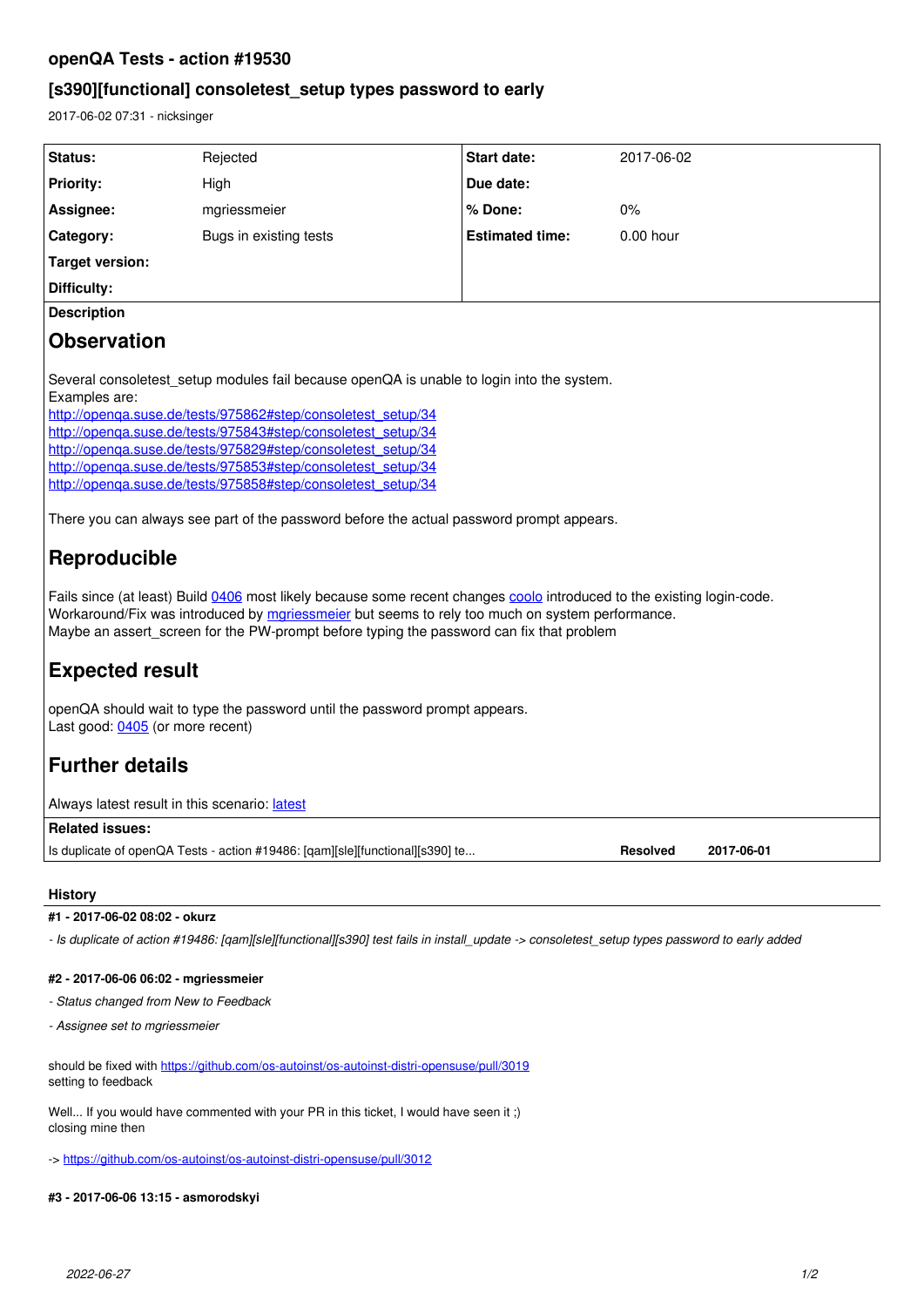# openQA Tests - action #19530

## [s390][functional] consoletest_setup types password to early

2017-06-02 07:31 - nicksinger

| Status: | Rejected | Start date: | 2017-06-02 |
| --- | --- | --- | --- |
| Priority: | High | Due date: | |
| Assignee: | mgriessmeier | % Done: | 0% |
| Category: | Bugs in existing tests | Estimated time: | 0.00 hour |
| Target version: | | | |
| Difficulty: | | | |

**Description**

# Observation

Several consoletest_setup modules fail because openQA is unable to login into the system.
Examples are:
http://openqa.suse.de/tests/975862#step/consoletest_setup/34
http://openqa.suse.de/tests/975843#step/consoletest_setup/34
http://openqa.suse.de/tests/975829#step/consoletest_setup/34
http://openqa.suse.de/tests/975853#step/consoletest_setup/34
http://openqa.suse.de/tests/975858#step/consoletest_setup/34

There you can always see part of the password before the actual password prompt appears.

# Reproducible

Fails since (at least) Build 0406 most likely because some recent changes coolo introduced to the existing login-code.
Workaround/Fix was introduced by mgriessmeier but seems to rely too much on system performance.
Maybe an assert_screen for the PW-prompt before typing the password can fix that problem

# Expected result

openQA should wait to type the password until the password prompt appears.
Last good: 0405 (or more recent)

# Further details

Always latest result in this scenario: latest

**Related issues:**

| | | |
| --- | --- | --- |
| Is duplicate of openQA Tests - action #19486: [qam][sle][functional][s390] te... | Resolved | 2017-06-01 |

### History

#### #1 - 2017-06-02 08:02 - okurz

*- Is duplicate of action #19486: [qam][sle][functional][s390] test fails in install_update -> consoletest_setup types password to early added*

#### #2 - 2017-06-06 06:02 - mgriessmeier

*- Status changed from New to Feedback*

*- Assignee set to mgriessmeier*

should be fixed with https://github.com/os-autoinst/os-autoinst-distri-opensuse/pull/3019
setting to feedback

Well... If you would have commented with your PR in this ticket, I would have seen it ;)
closing mine then

-> https://github.com/os-autoinst/os-autoinst-distri-opensuse/pull/3012

#### #3 - 2017-06-06 13:15 - asmorodskyi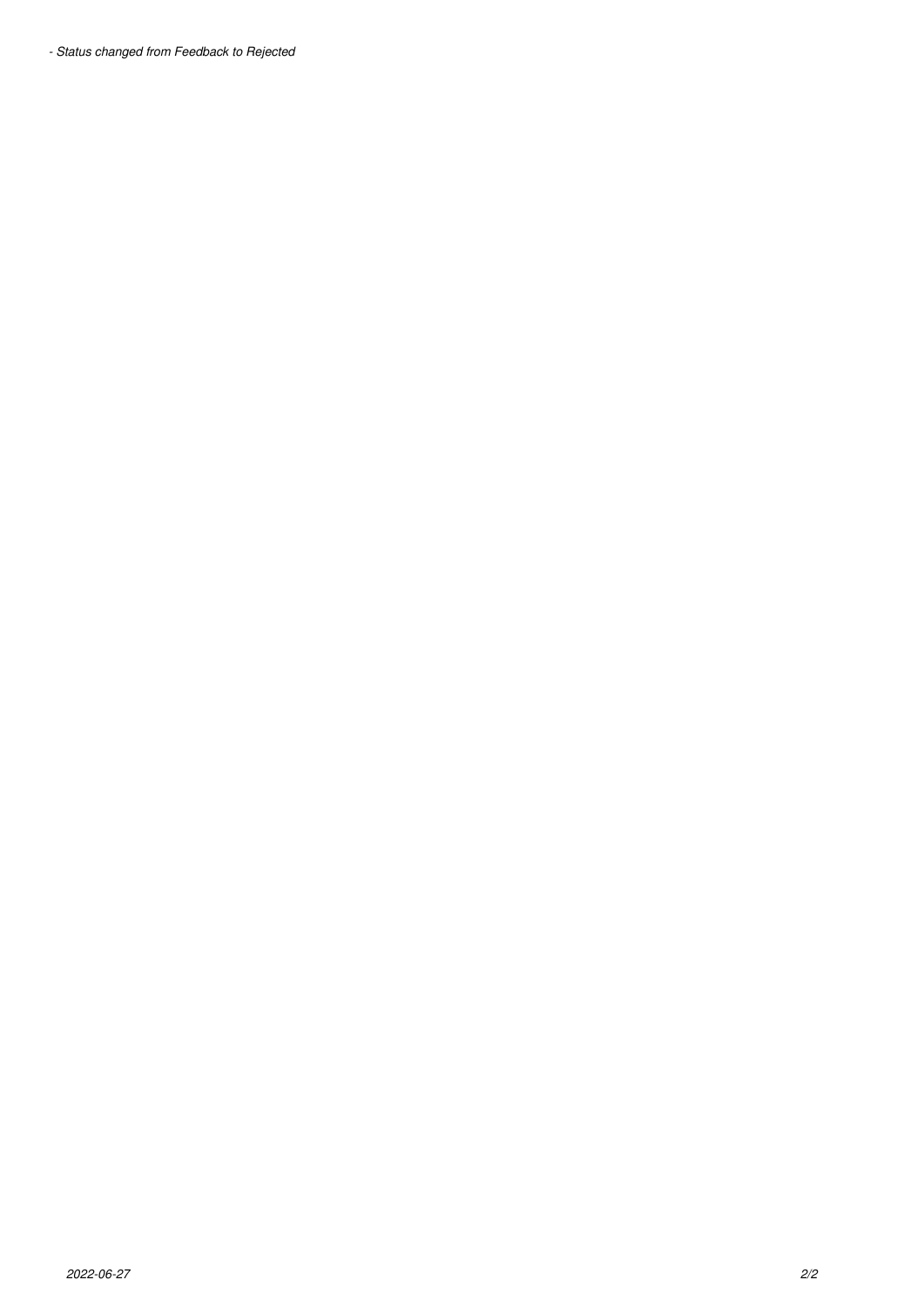*- Status changed from Feedback to Rejected*